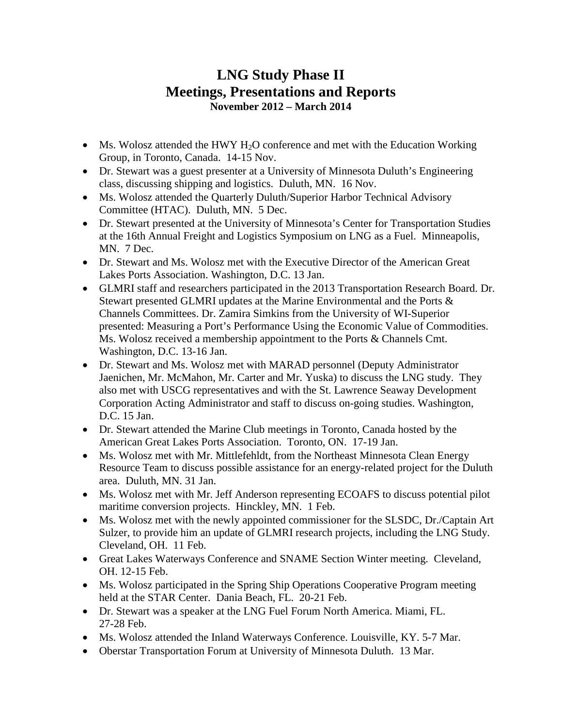# LNG Study Phase II
# Meetings, Presentations and Reports
### November 2012 – March 2014

- Ms. Wolosz attended the HWY $H_2O$ conference and met with the Education Working Group, in Toronto, Canada. 14-15 Nov.
- Dr. Stewart was a guest presenter at a University of Minnesota Duluth's Engineering class, discussing shipping and logistics. Duluth, MN. 16 Nov.
- Ms. Wolosz attended the Quarterly Duluth/Superior Harbor Technical Advisory Committee (HTAC). Duluth, MN. 5 Dec.
- Dr. Stewart presented at the University of Minnesota's Center for Transportation Studies at the 16th Annual Freight and Logistics Symposium on LNG as a Fuel. Minneapolis, MN. 7 Dec.
- Dr. Stewart and Ms. Wolosz met with the Executive Director of the American Great Lakes Ports Association. Washington, D.C. 13 Jan.
- GLMRI staff and researchers participated in the 2013 Transportation Research Board. Dr. Stewart presented GLMRI updates at the Marine Environmental and the Ports & Channels Committees. Dr. Zamira Simkins from the University of WI-Superior presented: Measuring a Port's Performance Using the Economic Value of Commodities. Ms. Wolosz received a membership appointment to the Ports & Channels Cmt. Washington, D.C. 13-16 Jan.
- Dr. Stewart and Ms. Wolosz met with MARAD personnel (Deputy Administrator Jaenichen, Mr. McMahon, Mr. Carter and Mr. Yuska) to discuss the LNG study. They also met with USCG representatives and with the St. Lawrence Seaway Development Corporation Acting Administrator and staff to discuss on-going studies. Washington, D.C. 15 Jan.
- Dr. Stewart attended the Marine Club meetings in Toronto, Canada hosted by the American Great Lakes Ports Association. Toronto, ON. 17-19 Jan.
- Ms. Wolosz met with Mr. Mittlefehldt, from the Northeast Minnesota Clean Energy Resource Team to discuss possible assistance for an energy-related project for the Duluth area. Duluth, MN. 31 Jan.
- Ms. Wolosz met with Mr. Jeff Anderson representing ECOAFS to discuss potential pilot maritime conversion projects. Hinckley, MN. 1 Feb.
- Ms. Wolosz met with the newly appointed commissioner for the SLSDC, Dr./Captain Art Sulzer, to provide him an update of GLMRI research projects, including the LNG Study. Cleveland, OH. 11 Feb.
- Great Lakes Waterways Conference and SNAME Section Winter meeting. Cleveland, OH. 12-15 Feb.
- Ms. Wolosz participated in the Spring Ship Operations Cooperative Program meeting held at the STAR Center. Dania Beach, FL. 20-21 Feb.
- Dr. Stewart was a speaker at the LNG Fuel Forum North America. Miami, FL. 27-28 Feb.
- Ms. Wolosz attended the Inland Waterways Conference. Louisville, KY. 5-7 Mar.
- Oberstar Transportation Forum at University of Minnesota Duluth. 13 Mar.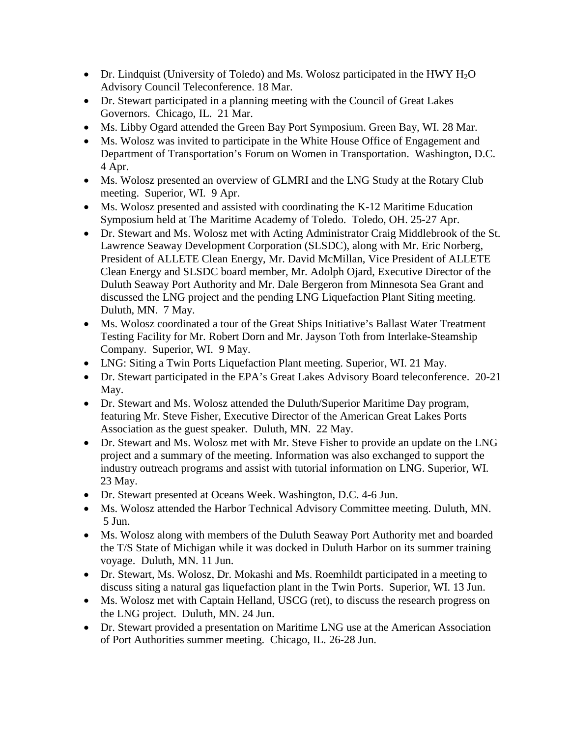- Dr. Lindquist (University of Toledo) and Ms. Wolosz participated in the HWY $H_2O$ Advisory Council Teleconference. 18 Mar.
- Dr. Stewart participated in a planning meeting with the Council of Great Lakes Governors. Chicago, IL. 21 Mar.
- Ms. Libby Ogard attended the Green Bay Port Symposium. Green Bay, WI. 28 Mar.
- Ms. Wolosz was invited to participate in the White House Office of Engagement and Department of Transportation's Forum on Women in Transportation. Washington, D.C. 4 Apr.
- Ms. Wolosz presented an overview of GLMRI and the LNG Study at the Rotary Club meeting. Superior, WI. 9 Apr.
- Ms. Wolosz presented and assisted with coordinating the K-12 Maritime Education Symposium held at The Maritime Academy of Toledo. Toledo, OH. 25-27 Apr.
- Dr. Stewart and Ms. Wolosz met with Acting Administrator Craig Middlebrook of the St. Lawrence Seaway Development Corporation (SLSDC), along with Mr. Eric Norberg, President of ALLETE Clean Energy, Mr. David McMillan, Vice President of ALLETE Clean Energy and SLSDC board member, Mr. Adolph Ojard, Executive Director of the Duluth Seaway Port Authority and Mr. Dale Bergeron from Minnesota Sea Grant and discussed the LNG project and the pending LNG Liquefaction Plant Siting meeting. Duluth, MN. 7 May.
- Ms. Wolosz coordinated a tour of the Great Ships Initiative's Ballast Water Treatment Testing Facility for Mr. Robert Dorn and Mr. Jayson Toth from Interlake-Steamship Company. Superior, WI. 9 May.
- LNG: Siting a Twin Ports Liquefaction Plant meeting. Superior, WI. 21 May.
- Dr. Stewart participated in the EPA's Great Lakes Advisory Board teleconference. 20-21 May.
- Dr. Stewart and Ms. Wolosz attended the Duluth/Superior Maritime Day program, featuring Mr. Steve Fisher, Executive Director of the American Great Lakes Ports Association as the guest speaker. Duluth, MN. 22 May.
- Dr. Stewart and Ms. Wolosz met with Mr. Steve Fisher to provide an update on the LNG project and a summary of the meeting. Information was also exchanged to support the industry outreach programs and assist with tutorial information on LNG. Superior, WI. 23 May.
- Dr. Stewart presented at Oceans Week. Washington, D.C. 4-6 Jun.
- Ms. Wolosz attended the Harbor Technical Advisory Committee meeting. Duluth, MN. 5 Jun.
- Ms. Wolosz along with members of the Duluth Seaway Port Authority met and boarded the T/S State of Michigan while it was docked in Duluth Harbor on its summer training voyage. Duluth, MN. 11 Jun.
- Dr. Stewart, Ms. Wolosz, Dr. Mokashi and Ms. Roemhildt participated in a meeting to discuss siting a natural gas liquefaction plant in the Twin Ports. Superior, WI. 13 Jun.
- Ms. Wolosz met with Captain Helland, USCG (ret), to discuss the research progress on the LNG project. Duluth, MN. 24 Jun.
- Dr. Stewart provided a presentation on Maritime LNG use at the American Association of Port Authorities summer meeting. Chicago, IL. 26-28 Jun.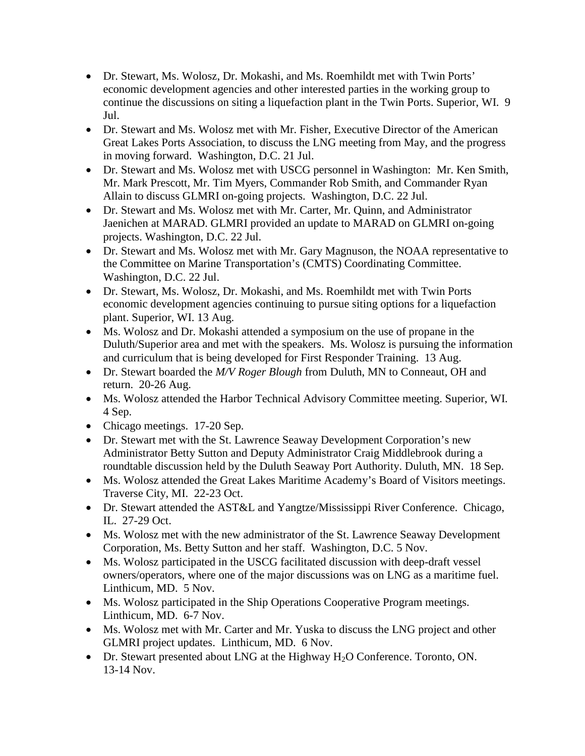- Dr. Stewart, Ms. Wolosz, Dr. Mokashi, and Ms. Roemhildt met with Twin Ports' economic development agencies and other interested parties in the working group to continue the discussions on siting a liquefaction plant in the Twin Ports. Superior, WI. 9 Jul.
- Dr. Stewart and Ms. Wolosz met with Mr. Fisher, Executive Director of the American Great Lakes Ports Association, to discuss the LNG meeting from May, and the progress in moving forward. Washington, D.C. 21 Jul.
- Dr. Stewart and Ms. Wolosz met with USCG personnel in Washington: Mr. Ken Smith, Mr. Mark Prescott, Mr. Tim Myers, Commander Rob Smith, and Commander Ryan Allain to discuss GLMRI on-going projects. Washington, D.C. 22 Jul.
- Dr. Stewart and Ms. Wolosz met with Mr. Carter, Mr. Quinn, and Administrator Jaenichen at MARAD. GLMRI provided an update to MARAD on GLMRI on-going projects. Washington, D.C. 22 Jul.
- Dr. Stewart and Ms. Wolosz met with Mr. Gary Magnuson, the NOAA representative to the Committee on Marine Transportation's (CMTS) Coordinating Committee. Washington, D.C. 22 Jul.
- Dr. Stewart, Ms. Wolosz, Dr. Mokashi, and Ms. Roemhildt met with Twin Ports economic development agencies continuing to pursue siting options for a liquefaction plant. Superior, WI. 13 Aug.
- Ms. Wolosz and Dr. Mokashi attended a symposium on the use of propane in the Duluth/Superior area and met with the speakers. Ms. Wolosz is pursuing the information and curriculum that is being developed for First Responder Training. 13 Aug.
- Dr. Stewart boarded the *M/V Roger Blough* from Duluth, MN to Conneaut, OH and return. 20-26 Aug.
- Ms. Wolosz attended the Harbor Technical Advisory Committee meeting. Superior, WI. 4 Sep.
- Chicago meetings. 17-20 Sep.
- Dr. Stewart met with the St. Lawrence Seaway Development Corporation's new Administrator Betty Sutton and Deputy Administrator Craig Middlebrook during a roundtable discussion held by the Duluth Seaway Port Authority. Duluth, MN. 18 Sep.
- Ms. Wolosz attended the Great Lakes Maritime Academy's Board of Visitors meetings. Traverse City, MI. 22-23 Oct.
- Dr. Stewart attended the AST&L and Yangtze/Mississippi River Conference. Chicago, IL. 27-29 Oct.
- Ms. Wolosz met with the new administrator of the St. Lawrence Seaway Development Corporation, Ms. Betty Sutton and her staff. Washington, D.C. 5 Nov.
- Ms. Wolosz participated in the USCG facilitated discussion with deep-draft vessel owners/operators, where one of the major discussions was on LNG as a maritime fuel. Linthicum, MD. 5 Nov.
- Ms. Wolosz participated in the Ship Operations Cooperative Program meetings. Linthicum, MD. 6-7 Nov.
- Ms. Wolosz met with Mr. Carter and Mr. Yuska to discuss the LNG project and other GLMRI project updates. Linthicum, MD. 6 Nov.
- Dr. Stewart presented about LNG at the Highway $H_2O$ Conference. Toronto, ON. 13-14 Nov.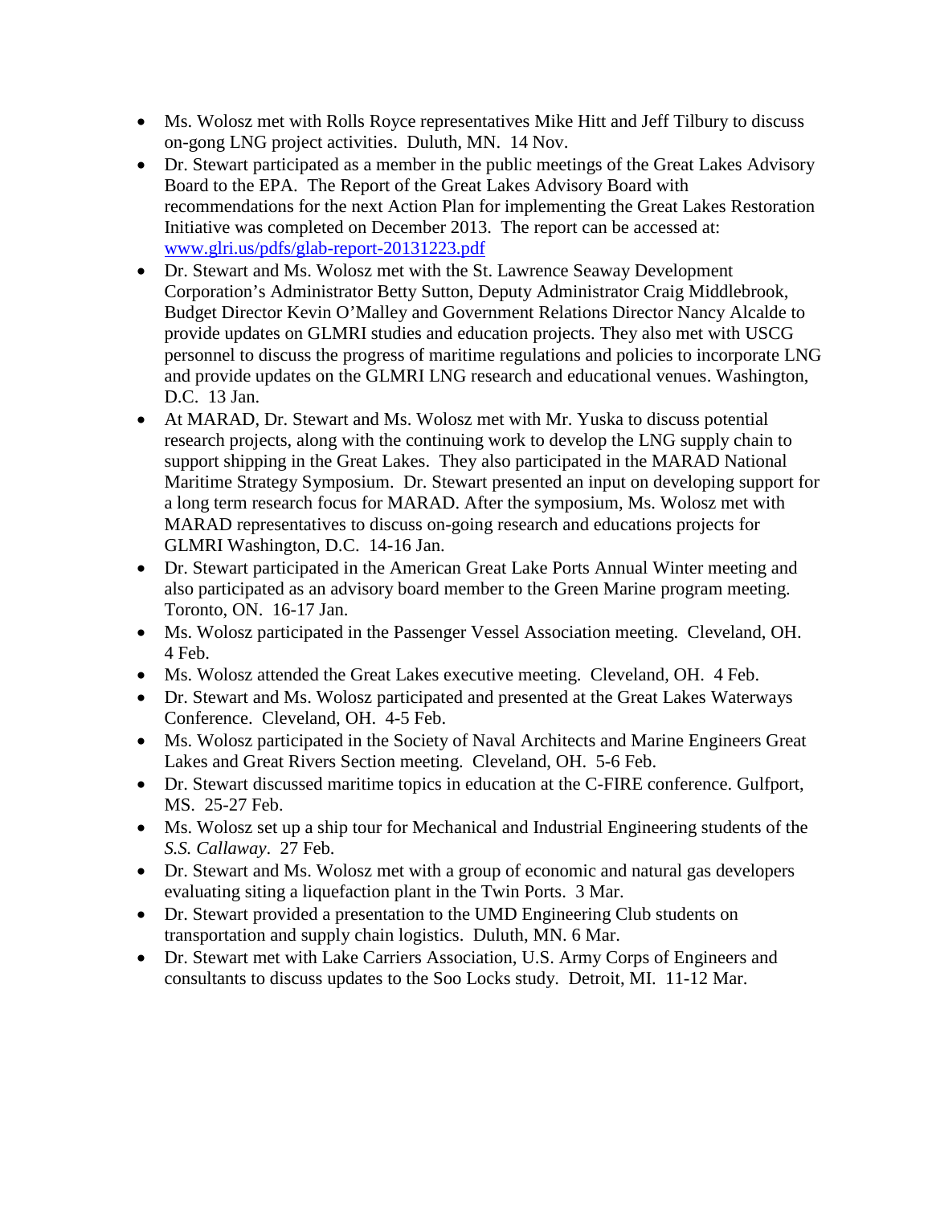- Ms. Wolosz met with Rolls Royce representatives Mike Hitt and Jeff Tilbury to discuss on-gong LNG project activities. Duluth, MN. 14 Nov.
- Dr. Stewart participated as a member in the public meetings of the Great Lakes Advisory Board to the EPA. The Report of the Great Lakes Advisory Board with recommendations for the next Action Plan for implementing the Great Lakes Restoration Initiative was completed on December 2013. The report can be accessed at: [www.glri.us/pdfs/glab-report-20131223.pdf](www.glri.us/pdfs/glab-report-20131223.pdf)
- Dr. Stewart and Ms. Wolosz met with the St. Lawrence Seaway Development Corporation's Administrator Betty Sutton, Deputy Administrator Craig Middlebrook, Budget Director Kevin O'Malley and Government Relations Director Nancy Alcalde to provide updates on GLMRI studies and education projects. They also met with USCG personnel to discuss the progress of maritime regulations and policies to incorporate LNG and provide updates on the GLMRI LNG research and educational venues. Washington, D.C. 13 Jan.
- At MARAD, Dr. Stewart and Ms. Wolosz met with Mr. Yuska to discuss potential research projects, along with the continuing work to develop the LNG supply chain to support shipping in the Great Lakes. They also participated in the MARAD National Maritime Strategy Symposium. Dr. Stewart presented an input on developing support for a long term research focus for MARAD. After the symposium, Ms. Wolosz met with MARAD representatives to discuss on-going research and educations projects for GLMRI Washington, D.C. 14-16 Jan.
- Dr. Stewart participated in the American Great Lake Ports Annual Winter meeting and also participated as an advisory board member to the Green Marine program meeting. Toronto, ON. 16-17 Jan.
- Ms. Wolosz participated in the Passenger Vessel Association meeting. Cleveland, OH. 4 Feb.
- Ms. Wolosz attended the Great Lakes executive meeting. Cleveland, OH. 4 Feb.
- Dr. Stewart and Ms. Wolosz participated and presented at the Great Lakes Waterways Conference. Cleveland, OH. 4-5 Feb.
- Ms. Wolosz participated in the Society of Naval Architects and Marine Engineers Great Lakes and Great Rivers Section meeting. Cleveland, OH. 5-6 Feb.
- Dr. Stewart discussed maritime topics in education at the C-FIRE conference. Gulfport, MS. 25-27 Feb.
- Ms. Wolosz set up a ship tour for Mechanical and Industrial Engineering students of the *S.S. Callaway*. 27 Feb.
- Dr. Stewart and Ms. Wolosz met with a group of economic and natural gas developers evaluating siting a liquefaction plant in the Twin Ports. 3 Mar.
- Dr. Stewart provided a presentation to the UMD Engineering Club students on transportation and supply chain logistics. Duluth, MN. 6 Mar.
- Dr. Stewart met with Lake Carriers Association, U.S. Army Corps of Engineers and consultants to discuss updates to the Soo Locks study. Detroit, MI. 11-12 Mar.